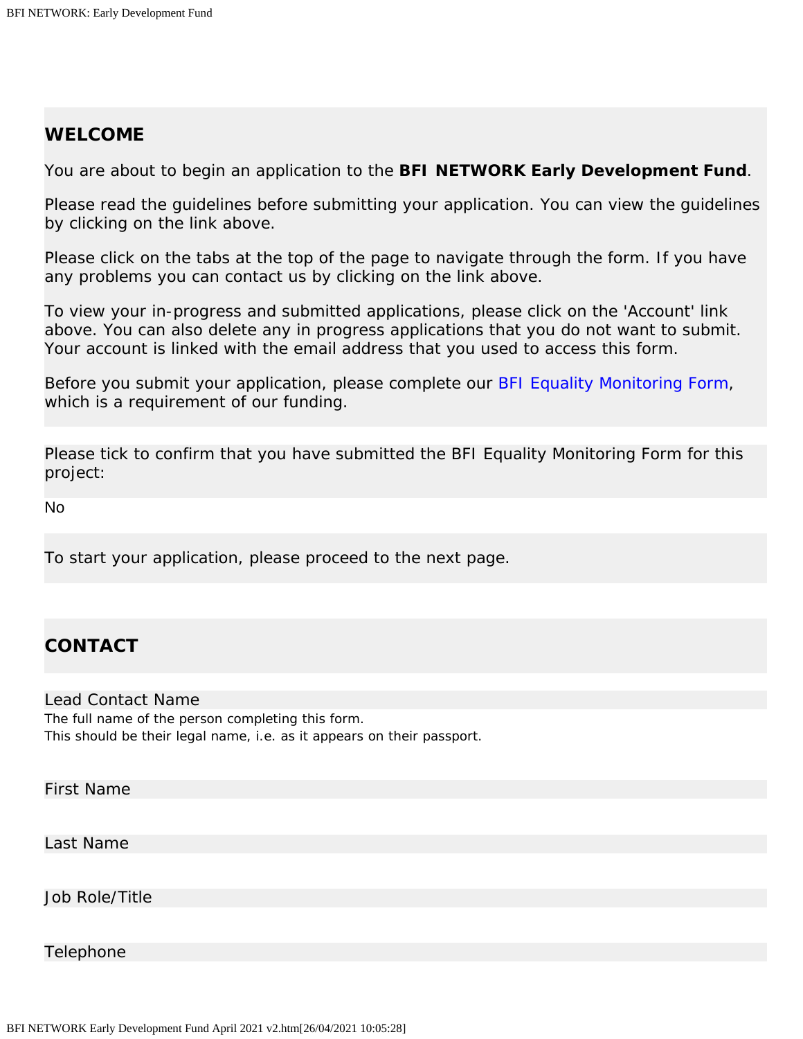## WELCOME

You are about to begin an application to the **BFI NETWORK Early Development Fund**.

Please read the guidelines before submitting your application. You can view the guidelines by clicking on the link above.

Please click on the tabs at the top of the page to navigate through the form. If you have any problems you can contact us by clicking on the link above.

To view your in-progress and submitted applications, please click on the 'Account' link above. You can also delete any in progress applications that you do not want to submit. Your account is linked with the email address that you used to access this form.

Before you submit your application, please complete our BFI Equality Monitoring Form, which is a requirement of our funding.

Please tick to confirm that you have submitted the BFI Equality Monitoring Form for this project:

No

To start your application, please proceed to the next page.

## CONTACT

Lead Contact Name

The full name of the person completing this form.
This should be their legal name, i.e. as it appears on their passport.

First Name

Last Name

Job Role/Title

Telephone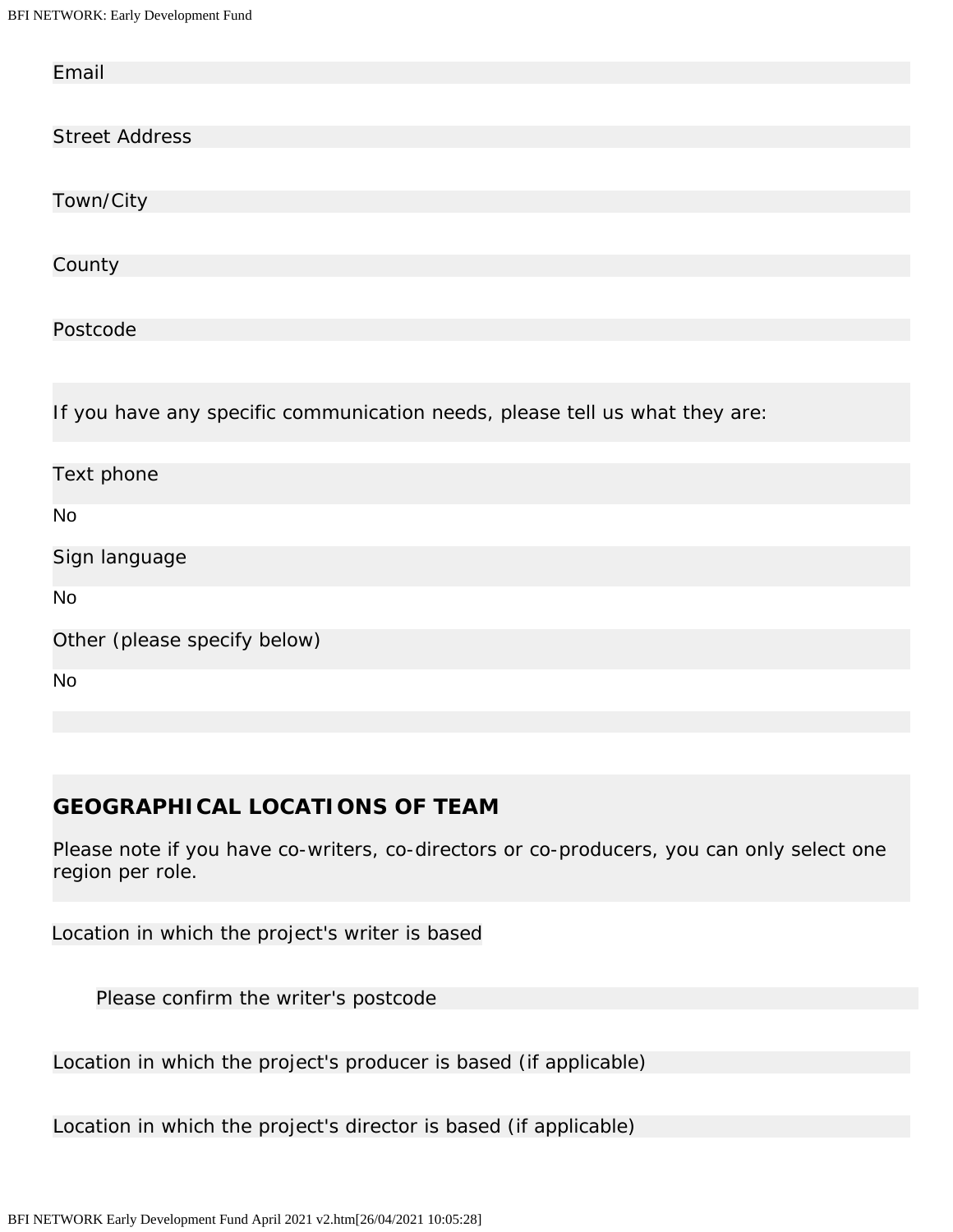Email

Street Address

Town/City

County

Postcode

If you have any specific communication needs, please tell us what they are:

Text phone

No

Sign language

No

Other (please specify below)

No

## GEOGRAPHICAL LOCATIONS OF TEAM

Please note if you have co-writers, co-directors or co-producers, you can only select one region per role.

Location in which the project's writer is based

Please confirm the writer's postcode

Location in which the project's producer is based (if applicable)

Location in which the project's director is based (if applicable)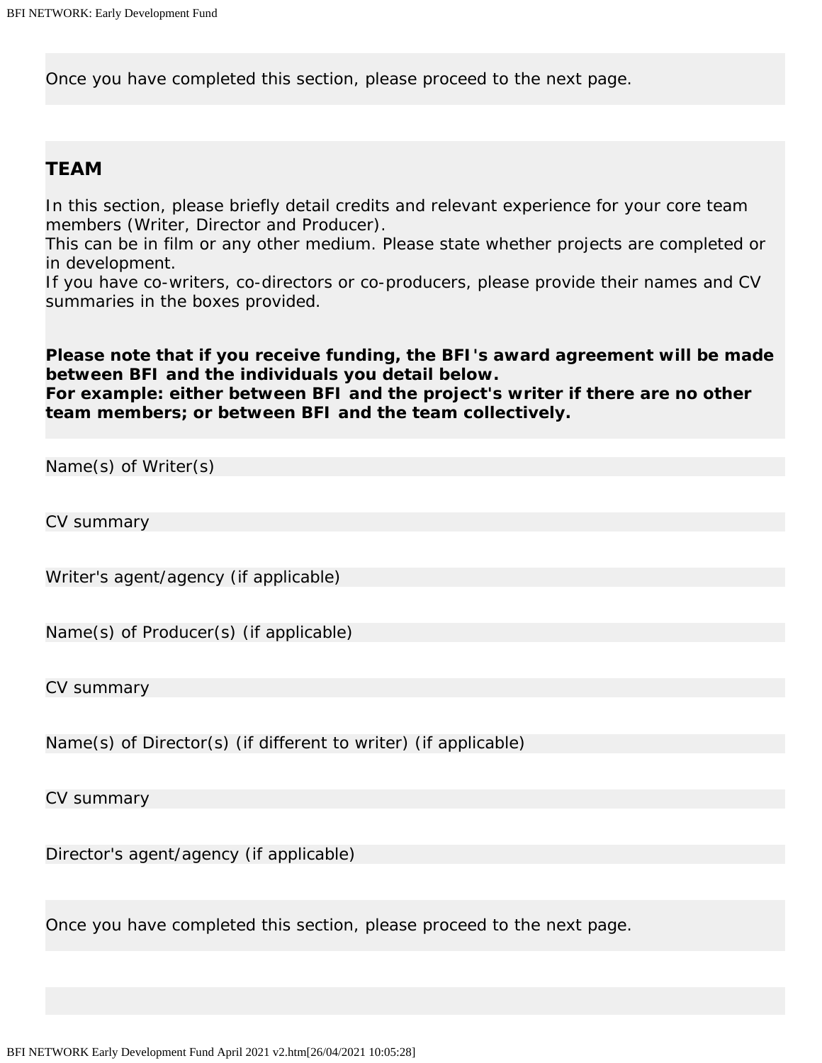Once you have completed this section, please proceed to the next page.

## TEAM

In this section, please briefly detail credits and relevant experience for your core team members (Writer, Director and Producer).
This can be in film or any other medium. Please state whether projects are completed or in development.
If you have co-writers, co-directors or co-producers, please provide their names and CV summaries in the boxes provided.

**Please note that if you receive funding, the BFI's award agreement will be made between BFI and the individuals you detail below.**
**For example: either between BFI and the project's writer if there are no other team members; or between BFI and the team collectively.**

Name(s) of Writer(s)

CV summary

Writer's agent/agency (if applicable)

Name(s) of Producer(s) (if applicable)

CV summary

Name(s) of Director(s) (if different to writer) (if applicable)

CV summary

Director's agent/agency (if applicable)

Once you have completed this section, please proceed to the next page.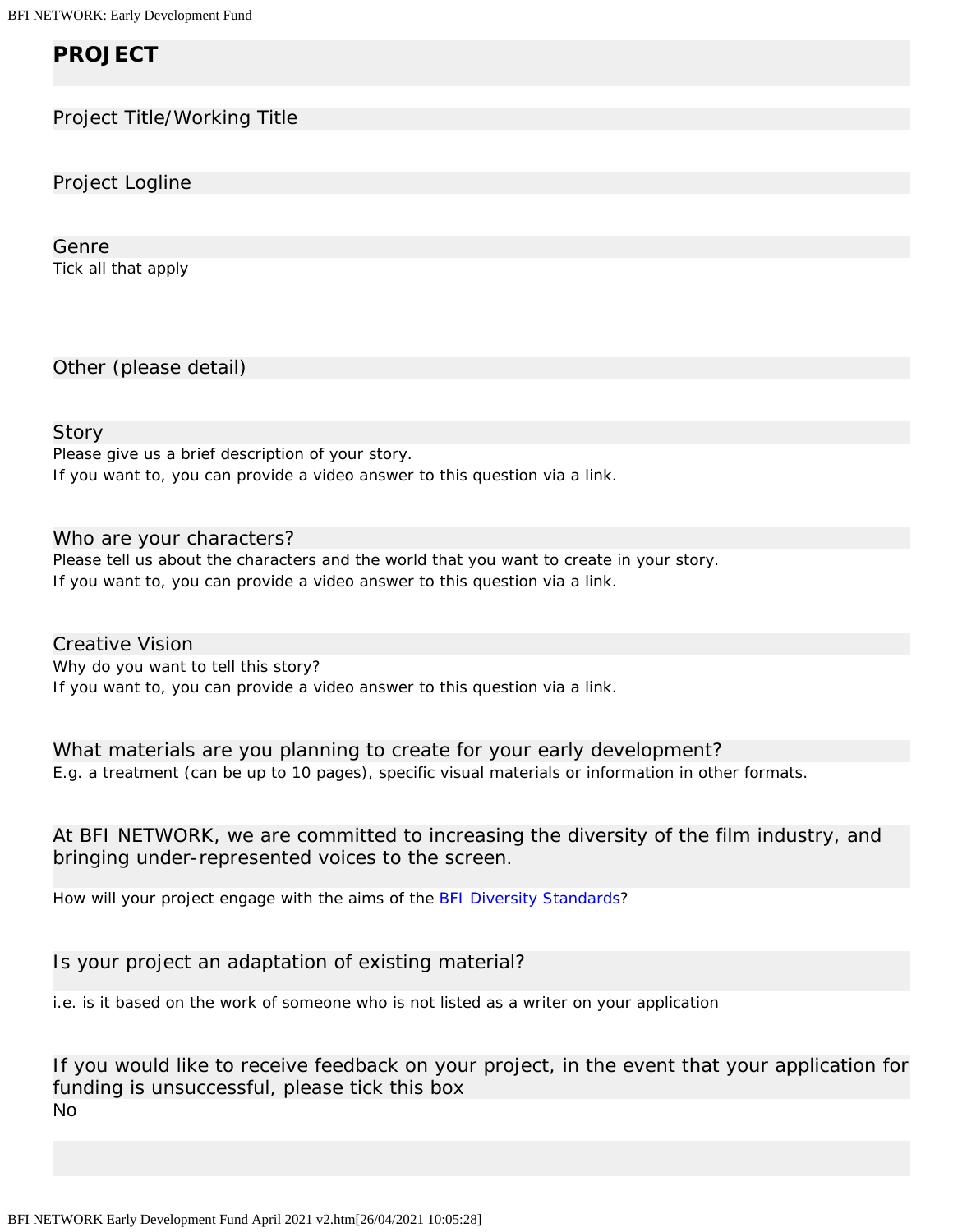## PROJECT

### Project Title/Working Title

### Project Logline

### Genre

Tick all that apply

### Other (please detail)

### Story

Please give us a brief description of your story.
If you want to, you can provide a video answer to this question via a link.

### Who are your characters?

Please tell us about the characters and the world that you want to create in your story.
If you want to, you can provide a video answer to this question via a link.

### Creative Vision

Why do you want to tell this story?
If you want to, you can provide a video answer to this question via a link.

### What materials are you planning to create for your early development?

E.g. a treatment (can be up to 10 pages), specific visual materials or information in other formats.

### At BFI NETWORK, we are committed to increasing the diversity of the film industry, and bringing under-represented voices to the screen.

How will your project engage with the aims of the BFI Diversity Standards?

### Is your project an adaptation of existing material?

i.e. is it based on the work of someone who is not listed as a writer on your application

### If you would like to receive feedback on your project, in the event that your application for funding is unsuccessful, please tick this box

No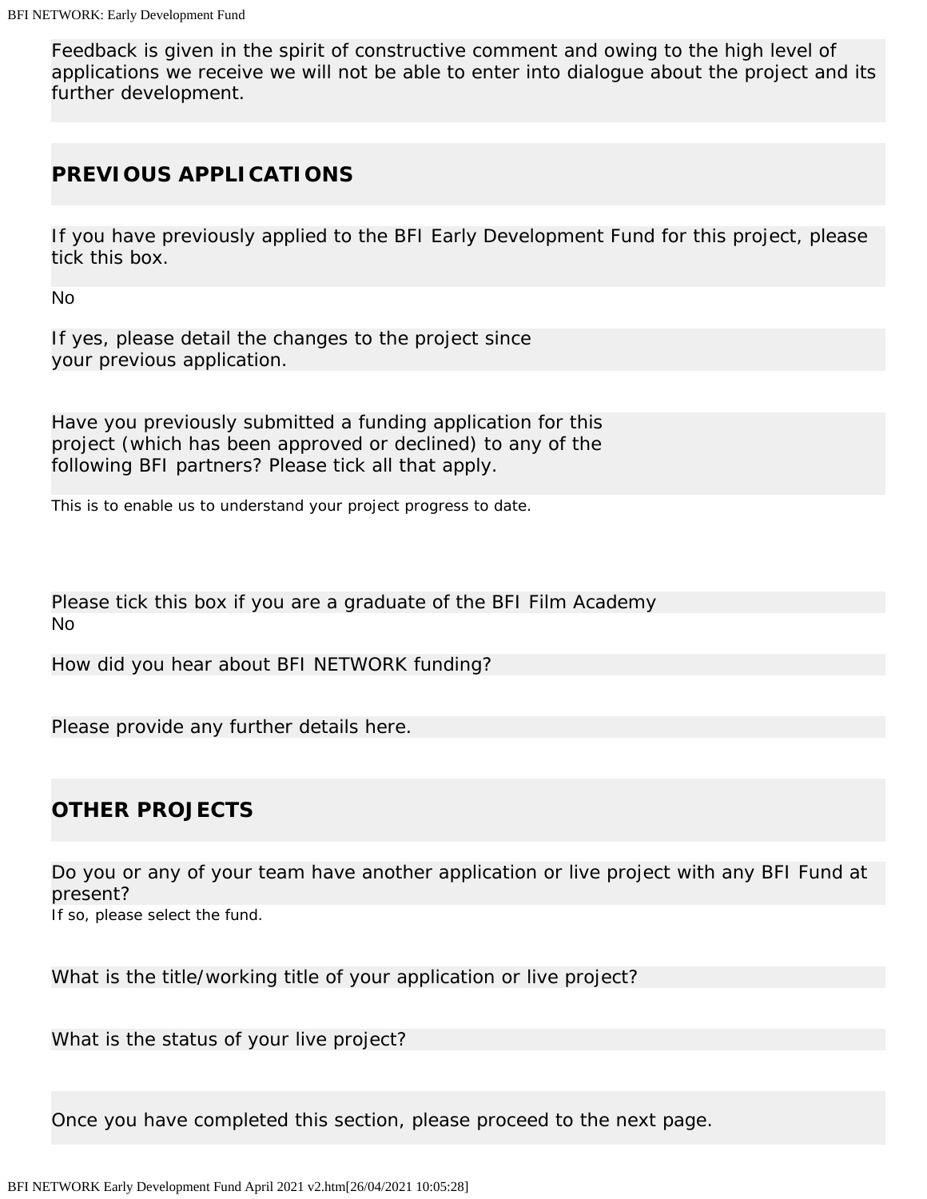Feedback is given in the spirit of constructive comment and owing to the high level of applications we receive we will not be able to enter into dialogue about the project and its further development.

## PREVIOUS APPLICATIONS

If you have previously applied to the BFI Early Development Fund for this project, please tick this box.

No

If yes, please detail the changes to the project since your previous application.

Have you previously submitted a funding application for this project (which has been approved or declined) to any of the following BFI partners? Please tick all that apply.

This is to enable us to understand your project progress to date.

Please tick this box if you are a graduate of the BFI Film Academy

No

How did you hear about BFI NETWORK funding?

Please provide any further details here.

## OTHER PROJECTS

Do you or any of your team have another application or live project with any BFI Fund at present?

If so, please select the fund.

What is the title/working title of your application or live project?

What is the status of your live project?

Once you have completed this section, please proceed to the next page.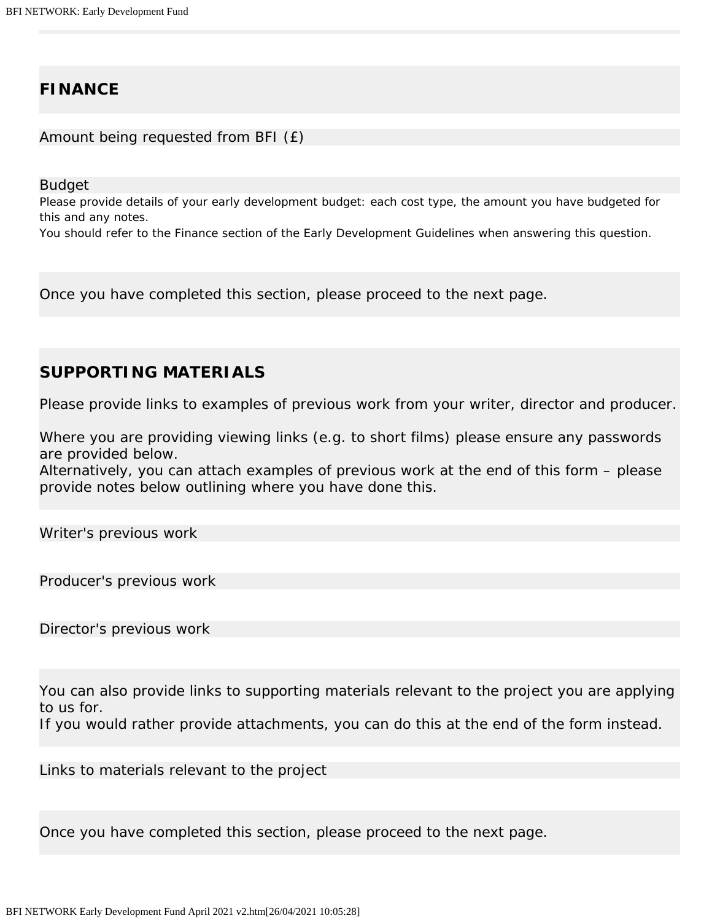## FINANCE

Amount being requested from BFI (£)

Budget

Please provide details of your early development budget: each cost type, the amount you have budgeted for this and any notes.

You should refer to the Finance section of the Early Development Guidelines when answering this question.

Once you have completed this section, please proceed to the next page.

## SUPPORTING MATERIALS

Please provide links to examples of previous work from your writer, director and producer.

Where you are providing viewing links (e.g. to short films) please ensure any passwords are provided below.
Alternatively, you can attach examples of previous work at the end of this form – please provide notes below outlining where you have done this.

Writer's previous work

Producer's previous work

Director's previous work

You can also provide links to supporting materials relevant to the project you are applying to us for.
If you would rather provide attachments, you can do this at the end of the form instead.

Links to materials relevant to the project

Once you have completed this section, please proceed to the next page.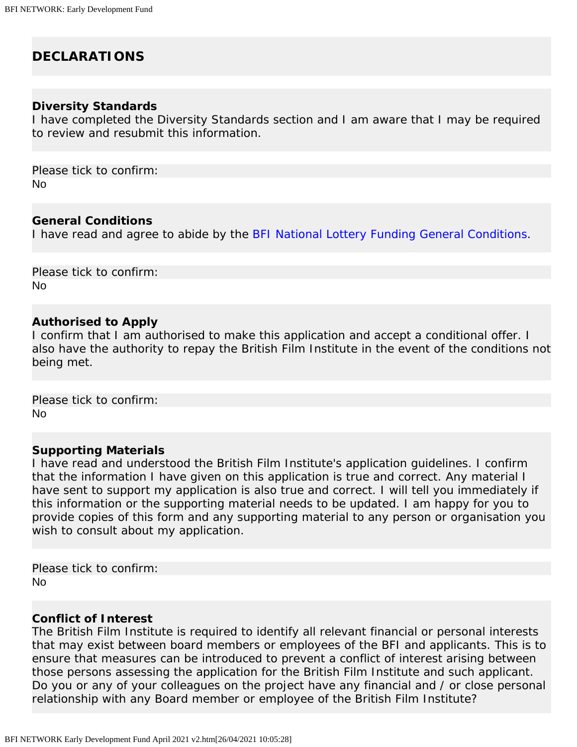## DECLARATIONS

**Diversity Standards**
I have completed the Diversity Standards section and I am aware that I may be required to review and resubmit this information.

Please tick to confirm:
No

**General Conditions**
I have read and agree to abide by the [BFI National Lottery Funding General Conditions](BFI National Lottery Funding General Conditions).

Please tick to confirm:
No

**Authorised to Apply**
I confirm that I am authorised to make this application and accept a conditional offer. I also have the authority to repay the British Film Institute in the event of the conditions not being met.

Please tick to confirm:
No

**Supporting Materials**
I have read and understood the British Film Institute's application guidelines. I confirm that the information I have given on this application is true and correct. Any material I have sent to support my application is also true and correct. I will tell you immediately if this information or the supporting material needs to be updated. I am happy for you to provide copies of this form and any supporting material to any person or organisation you wish to consult about my application.

Please tick to confirm:
No

**Conflict of Interest**
The British Film Institute is required to identify all relevant financial or personal interests that may exist between board members or employees of the BFI and applicants. This is to ensure that measures can be introduced to prevent a conflict of interest arising between those persons assessing the application for the British Film Institute and such applicant. Do you or any of your colleagues on the project have any financial and / or close personal relationship with any Board member or employee of the British Film Institute?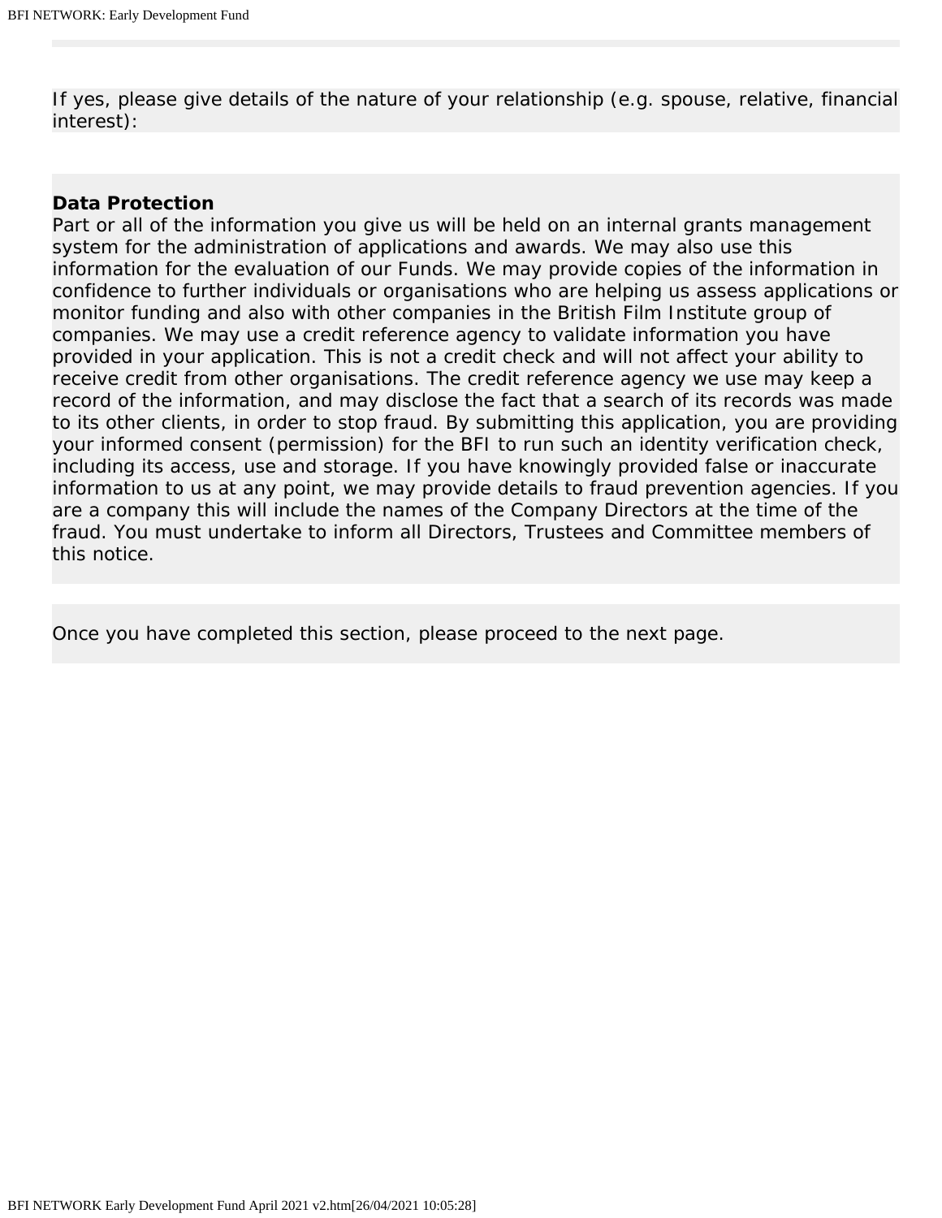If yes, please give details of the nature of your relationship (e.g. spouse, relative, financial interest):

**Data Protection**

Part or all of the information you give us will be held on an internal grants management system for the administration of applications and awards. We may also use this information for the evaluation of our Funds. We may provide copies of the information in confidence to further individuals or organisations who are helping us assess applications or monitor funding and also with other companies in the British Film Institute group of companies. We may use a credit reference agency to validate information you have provided in your application. This is not a credit check and will not affect your ability to receive credit from other organisations. The credit reference agency we use may keep a record of the information, and may disclose the fact that a search of its records was made to its other clients, in order to stop fraud. By submitting this application, you are providing your informed consent (permission) for the BFI to run such an identity verification check, including its access, use and storage. If you have knowingly provided false or inaccurate information to us at any point, we may provide details to fraud prevention agencies. If you are a company this will include the names of the Company Directors at the time of the fraud. You must undertake to inform all Directors, Trustees and Committee members of this notice.

Once you have completed this section, please proceed to the next page.